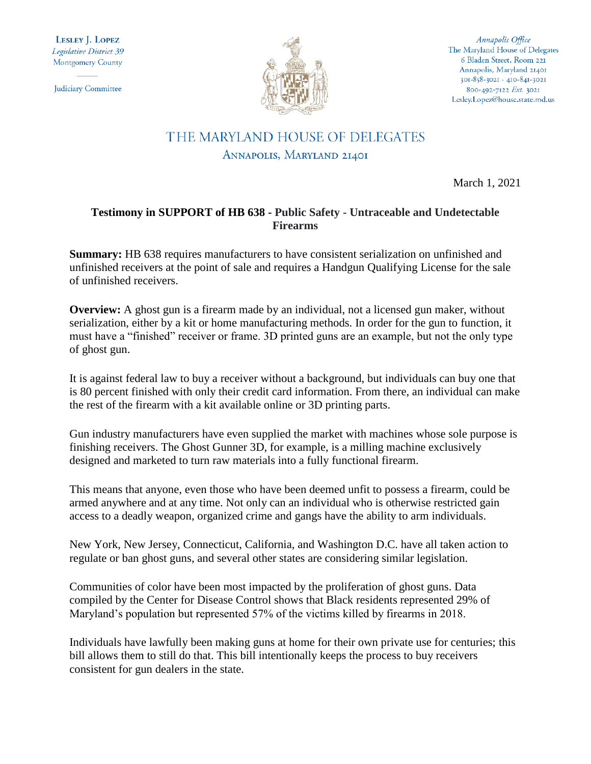**Lesley J. Lopez**
*Legislative District 39*
Montgomery County

Judiciary Committee

*Annapolis Office*
The Maryland House of Delegates
6 Bladen Street, Room 221
Annapolis, Maryland 21401
301-858-3021 · 410-841-3021
800-492-7122 *Ext.* 3021
Lesley.Lopez@house.state.md.us

# THE MARYLAND HOUSE OF DELEGATES

Annapolis, Maryland 21401

March 1, 2021

## Testimony in SUPPORT of HB 638 - Public Safety - Untraceable and Undetectable Firearms

**Summary:** HB 638 requires manufacturers to have consistent serialization on unfinished and unfinished receivers at the point of sale and requires a Handgun Qualifying License for the sale of unfinished receivers.

**Overview:** A ghost gun is a firearm made by an individual, not a licensed gun maker, without serialization, either by a kit or home manufacturing methods. In order for the gun to function, it must have a "finished" receiver or frame. 3D printed guns are an example, but not the only type of ghost gun.

It is against federal law to buy a receiver without a background, but individuals can buy one that is 80 percent finished with only their credit card information. From there, an individual can make the rest of the firearm with a kit available online or 3D printing parts.

Gun industry manufacturers have even supplied the market with machines whose sole purpose is finishing receivers. The Ghost Gunner 3D, for example, is a milling machine exclusively designed and marketed to turn raw materials into a fully functional firearm.

This means that anyone, even those who have been deemed unfit to possess a firearm, could be armed anywhere and at any time. Not only can an individual who is otherwise restricted gain access to a deadly weapon, organized crime and gangs have the ability to arm individuals.

New York, New Jersey, Connecticut, California, and Washington D.C. have all taken action to regulate or ban ghost guns, and several other states are considering similar legislation.

Communities of color have been most impacted by the proliferation of ghost guns. Data compiled by the Center for Disease Control shows that Black residents represented 29% of Maryland's population but represented 57% of the victims killed by firearms in 2018.

Individuals have lawfully been making guns at home for their own private use for centuries; this bill allows them to still do that. This bill intentionally keeps the process to buy receivers consistent for gun dealers in the state.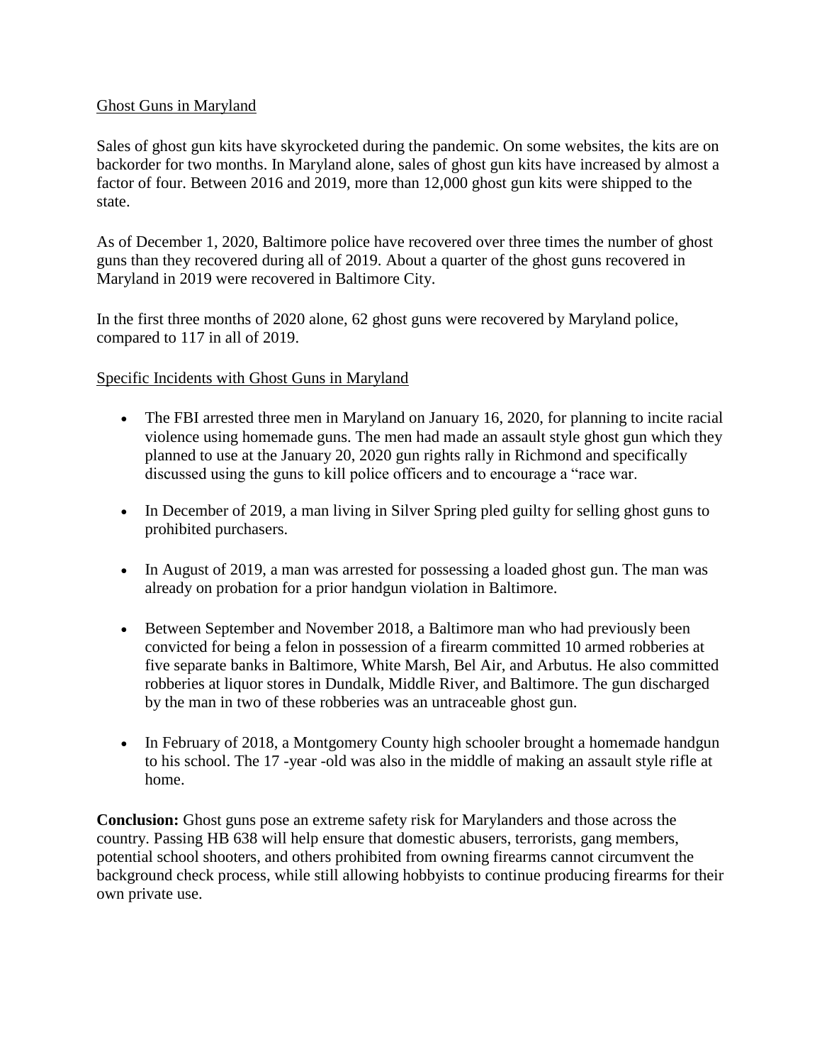Ghost Guns in Maryland

Sales of ghost gun kits have skyrocketed during the pandemic. On some websites, the kits are on backorder for two months. In Maryland alone, sales of ghost gun kits have increased by almost a factor of four. Between 2016 and 2019, more than 12,000 ghost gun kits were shipped to the state.

As of December 1, 2020, Baltimore police have recovered over three times the number of ghost guns than they recovered during all of 2019. About a quarter of the ghost guns recovered in Maryland in 2019 were recovered in Baltimore City.

In the first three months of 2020 alone, 62 ghost guns were recovered by Maryland police, compared to 117 in all of 2019.

Specific Incidents with Ghost Guns in Maryland

- The FBI arrested three men in Maryland on January 16, 2020, for planning to incite racial violence using homemade guns. The men had made an assault style ghost gun which they planned to use at the January 20, 2020 gun rights rally in Richmond and specifically discussed using the guns to kill police officers and to encourage a "race war.
- In December of 2019, a man living in Silver Spring pled guilty for selling ghost guns to prohibited purchasers.
- In August of 2019, a man was arrested for possessing a loaded ghost gun. The man was already on probation for a prior handgun violation in Baltimore.
- Between September and November 2018, a Baltimore man who had previously been convicted for being a felon in possession of a firearm committed 10 armed robberies at five separate banks in Baltimore, White Marsh, Bel Air, and Arbutus. He also committed robberies at liquor stores in Dundalk, Middle River, and Baltimore. The gun discharged by the man in two of these robberies was an untraceable ghost gun.
- In February of 2018, a Montgomery County high schooler brought a homemade handgun to his school. The 17 -year -old was also in the middle of making an assault style rifle at home.

**Conclusion:** Ghost guns pose an extreme safety risk for Marylanders and those across the country. Passing HB 638 will help ensure that domestic abusers, terrorists, gang members, potential school shooters, and others prohibited from owning firearms cannot circumvent the background check process, while still allowing hobbyists to continue producing firearms for their own private use.